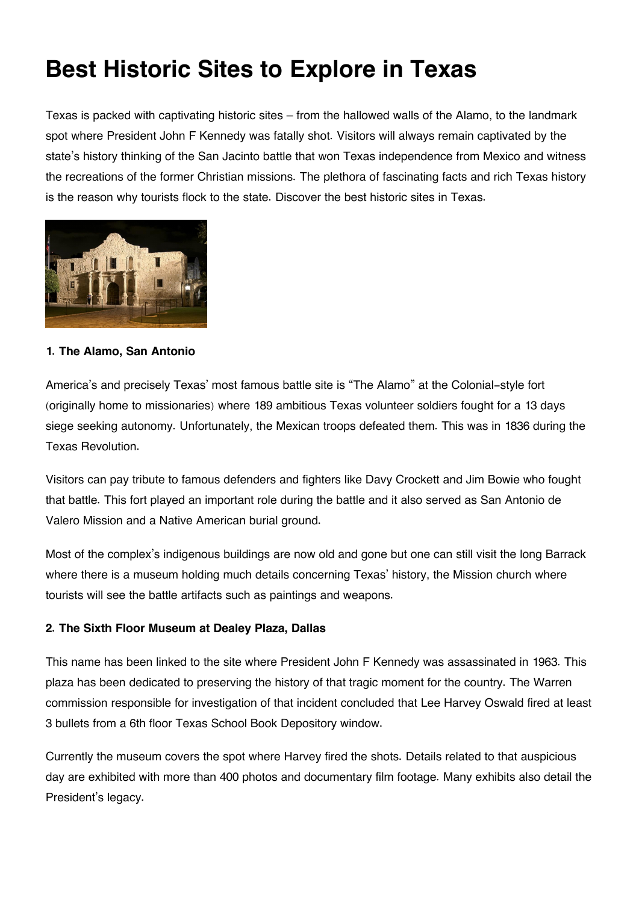# Best Historic Sites to Explore in Texas

Texas is packed with captivating historic sites – from the hallowed walls of the Alamo, to the landmark spot where President John F Kennedy was fatally shot. Visitors will always remain captivated by the state's history thinking of the San Jacinto battle that won Texas independence from Mexico and witness the recreations of the former Christian missions. The plethora of fascinating facts and rich Texas history is the reason why tourists flock to the state. Discover the best historic sites in Texas.

**1. The Alamo, San Antonio**

America's and precisely Texas' most famous battle site is "The Alamo" at the Colonial-style fort (originally home to missionaries) where 189 ambitious Texas volunteer soldiers fought for a 13 days siege seeking autonomy. Unfortunately, the Mexican troops defeated them. This was in 1836 during the Texas Revolution.

Visitors can pay tribute to famous defenders and fighters like Davy Crockett and Jim Bowie who fought that battle. This fort played an important role during the battle and it also served as San Antonio de Valero Mission and a Native American burial ground.

Most of the complex's indigenous buildings are now old and gone but one can still visit the long Barrack where there is a museum holding much details concerning Texas' history, the Mission church where tourists will see the battle artifacts such as paintings and weapons.

**2. The Sixth Floor Museum at Dealey Plaza, Dallas**

This name has been linked to the site where President John F Kennedy was assassinated in 1963. This plaza has been dedicated to preserving the history of that tragic moment for the country. The Warren commission responsible for investigation of that incident concluded that Lee Harvey Oswald fired at least 3 bullets from a 6th floor Texas School Book Depository window.

Currently the museum covers the spot where Harvey fired the shots. Details related to that auspicious day are exhibited with more than 400 photos and documentary film footage. Many exhibits also detail the President's legacy.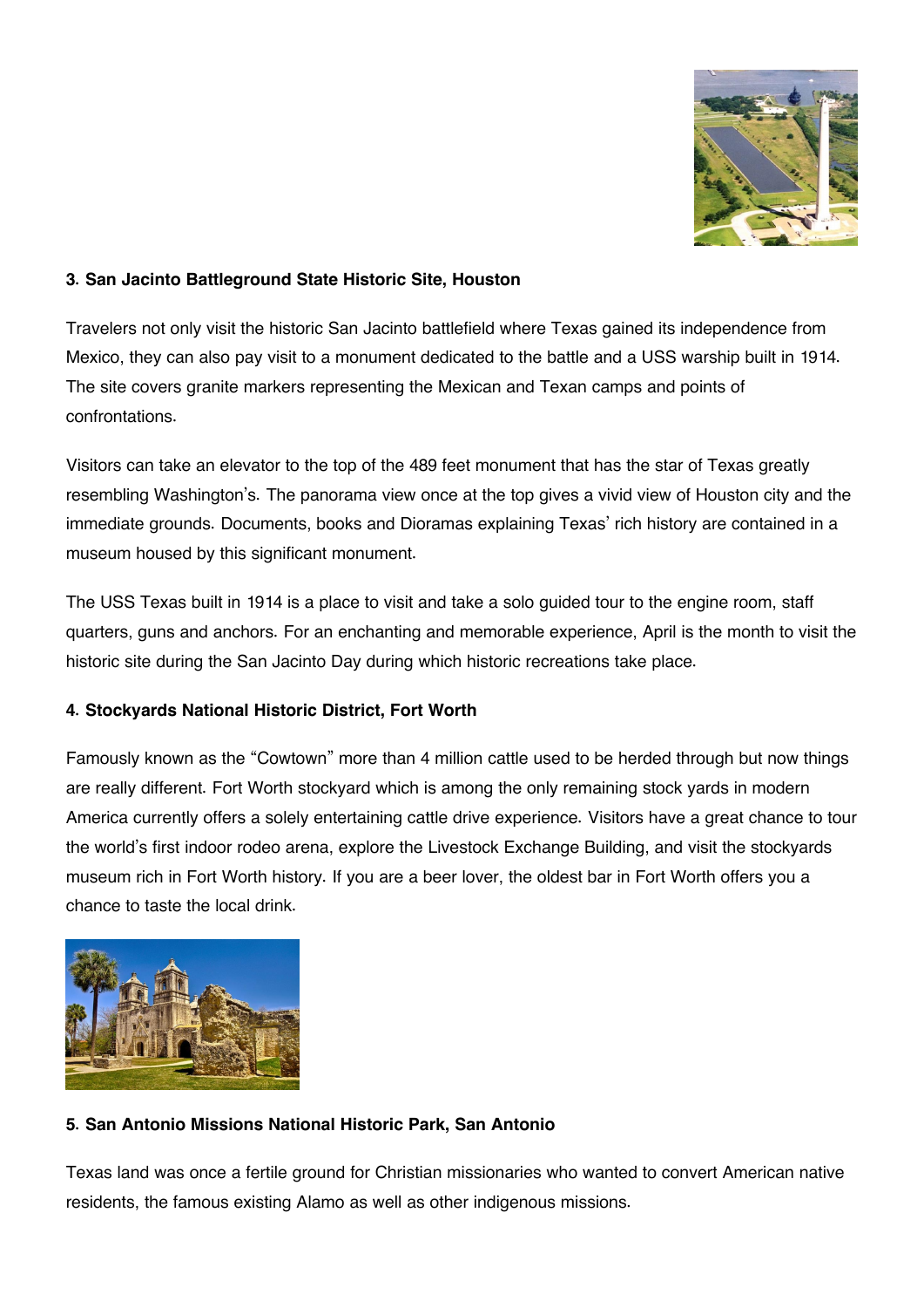**3. San Jacinto Battleground State Historic Site, Houston**

Travelers not only visit the historic San Jacinto battlefield where Texas gained its independence from Mexico, they can also pay visit to a monument dedicated to the battle and a USS warship built in 1914. The site covers granite markers representing the Mexican and Texan camps and points of confrontations.

Visitors can take an elevator to the top of the 489 feet monument that has the star of Texas greatly resembling Washington's. The panorama view once at the top gives a vivid view of Houston city and the immediate grounds. Documents, books and Dioramas explaining Texas' rich history are contained in a museum housed by this significant monument.

The USS Texas built in 1914 is a place to visit and take a solo guided tour to the engine room, staff quarters, guns and anchors. For an enchanting and memorable experience, April is the month to visit the historic site during the San Jacinto Day during which historic recreations take place.

**4. Stockyards National Historic District, Fort Worth**

Famously known as the "Cowtown" more than 4 million cattle used to be herded through but now things are really different. Fort Worth stockyard which is among the only remaining stock yards in modern America currently offers a solely entertaining cattle drive experience. Visitors have a great chance to tour the world's first indoor rodeo arena, explore the Livestock Exchange Building, and visit the stockyards museum rich in Fort Worth history. If you are a beer lover, the oldest bar in Fort Worth offers you a chance to taste the local drink.

**5. San Antonio Missions National Historic Park, San Antonio**

Texas land was once a fertile ground for Christian missionaries who wanted to convert American native residents, the famous existing Alamo as well as other indigenous missions.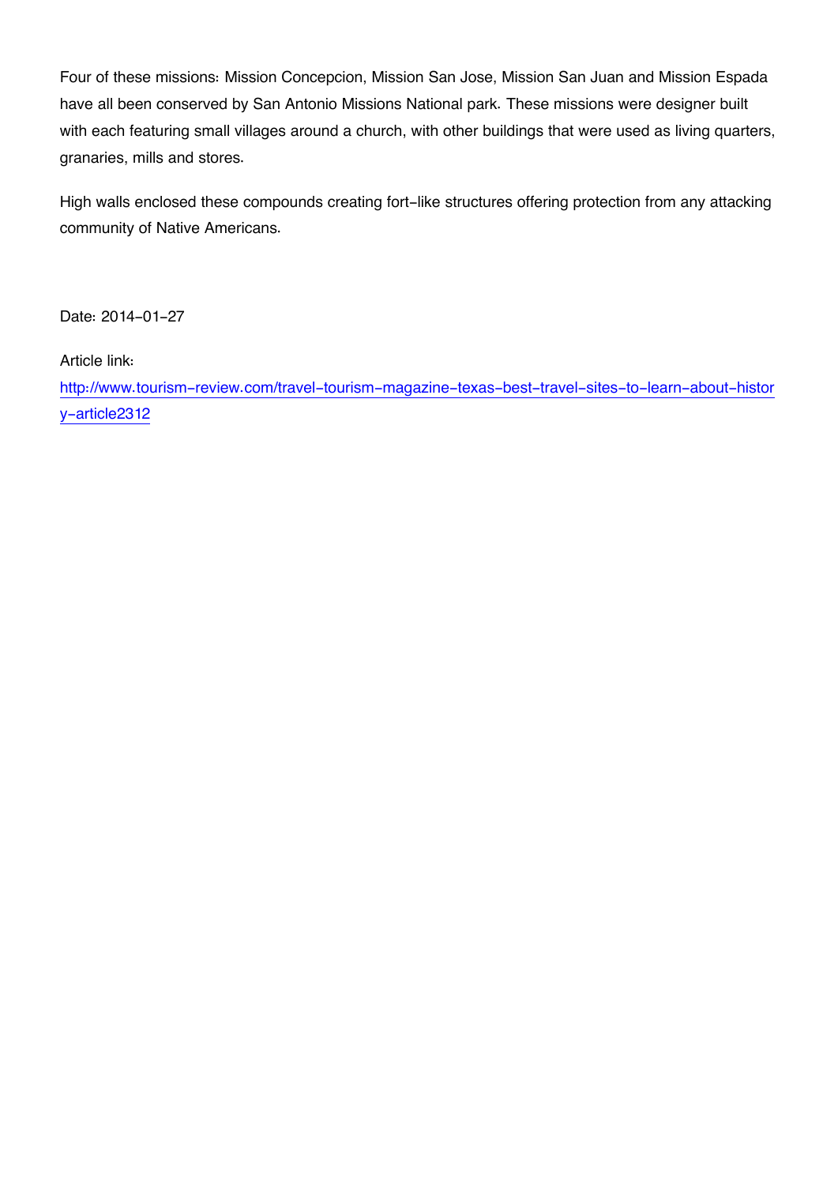Four of these missions: Mission Concepcion, Mission San Jose, Mission San Juan and Mission Espada have all been conserved by San Antonio Missions National park. These missions were designer built with each featuring small villages around a church, with other buildings that were used as living quarters, granaries, mills and stores.

High walls enclosed these compounds creating fort-like structures offering protection from any attacking community of Native Americans.

Date: 2014-01-27

Article link:
http://www.tourism-review.com/travel-tourism-magazine-texas-best-travel-sites-to-learn-about-history-article2312